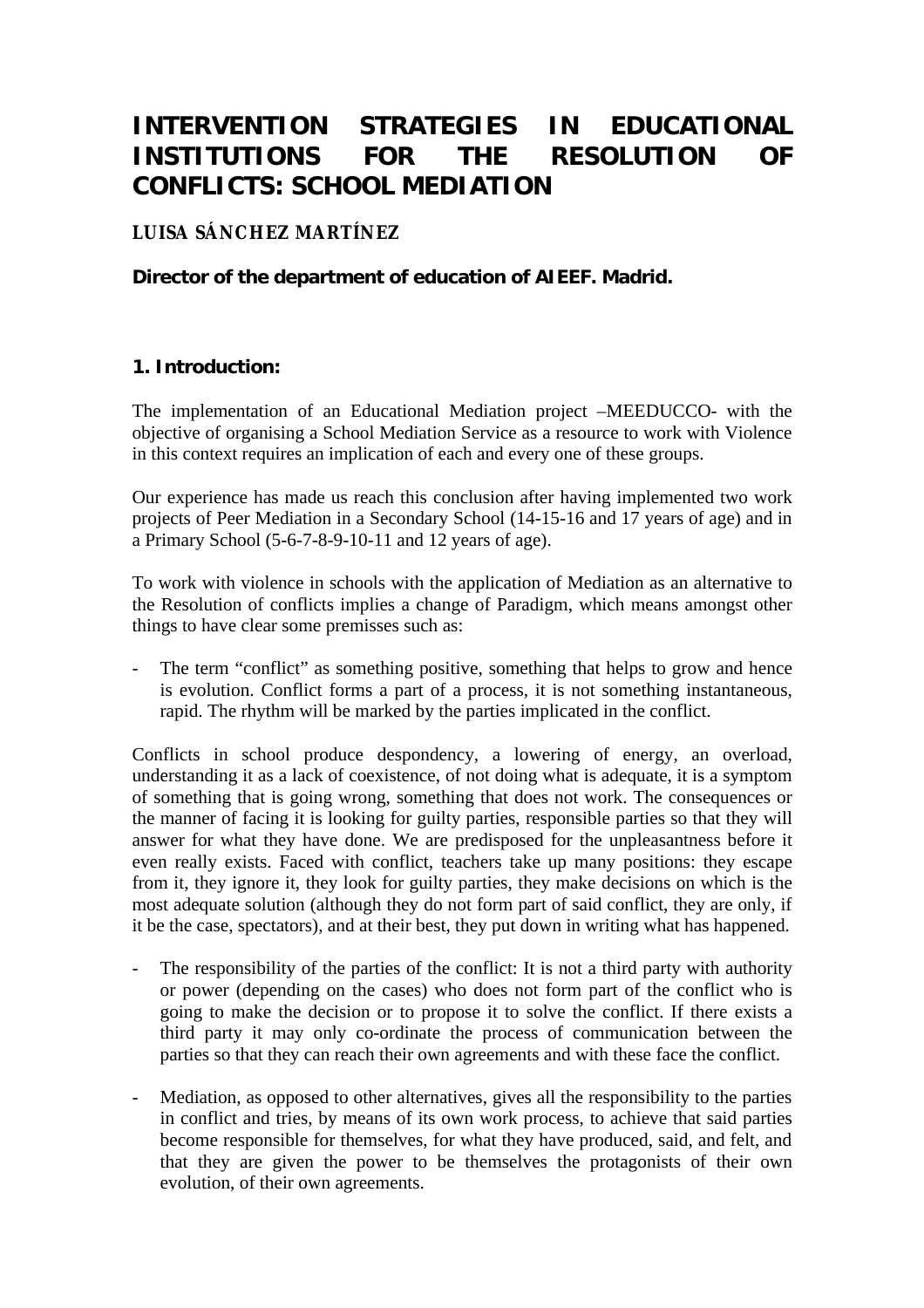# INTERVENTION STRATEGIES IN EDUCATIONAL INSTITUTIONS FOR THE RESOLUTION OF CONFLICTS: SCHOOL MEDIATION

**LUISA SÁNCHEZ MARTÍNEZ**

**Director of the department of education of AIEEF. Madrid.**

## 1. Introduction:

The implementation of an Educational Mediation project –MEEDUCCO- with the objective of organising a School Mediation Service as a resource to work with Violence in this context requires an implication of each and every one of these groups.

Our experience has made us reach this conclusion after having implemented two work projects of Peer Mediation in a Secondary School (14-15-16 and 17 years of age) and in a Primary School (5-6-7-8-9-10-11 and 12 years of age).

To work with violence in schools with the application of Mediation as an alternative to the Resolution of conflicts implies a change of Paradigm, which means amongst other things to have clear some premisses such as:

- The term "conflict" as something positive, something that helps to grow and hence is evolution. Conflict forms a part of a process, it is not something instantaneous, rapid. The rhythm will be marked by the parties implicated in the conflict.

Conflicts in school produce despondency, a lowering of energy, an overload, understanding it as a lack of coexistence, of not doing what is adequate, it is a symptom of something that is going wrong, something that does not work. The consequences or the manner of facing it is looking for guilty parties, responsible parties so that they will answer for what they have done. We are predisposed for the unpleasantness before it even really exists. Faced with conflict, teachers take up many positions: they escape from it, they ignore it, they look for guilty parties, they make decisions on which is the most adequate solution (although they do not form part of said conflict, they are only, if it be the case, spectators), and at their best, they put down in writing what has happened.

- The responsibility of the parties of the conflict: It is not a third party with authority or power (depending on the cases) who does not form part of the conflict who is going to make the decision or to propose it to solve the conflict. If there exists a third party it may only co-ordinate the process of communication between the parties so that they can reach their own agreements and with these face the conflict.

- Mediation, as opposed to other alternatives, gives all the responsibility to the parties in conflict and tries, by means of its own work process, to achieve that said parties become responsible for themselves, for what they have produced, said, and felt, and that they are given the power to be themselves the protagonists of their own evolution, of their own agreements.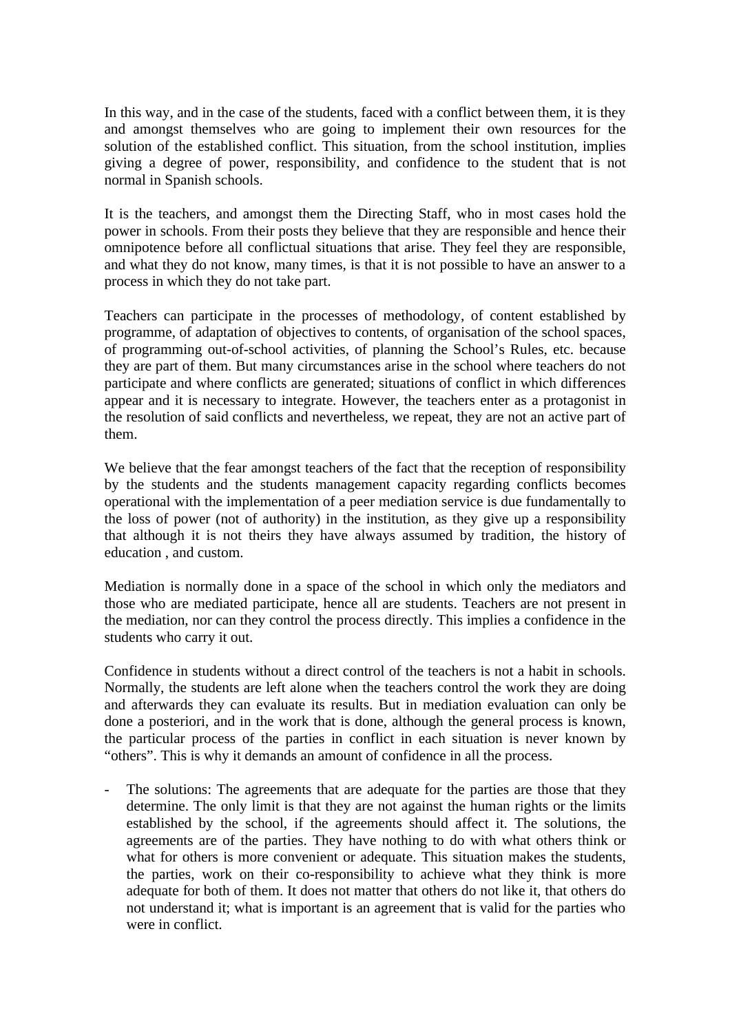In this way, and in the case of the students, faced with a conflict between them, it is they and amongst themselves who are going to implement their own resources for the solution of the established conflict. This situation, from the school institution, implies giving a degree of power, responsibility, and confidence to the student that is not normal in Spanish schools.

It is the teachers, and amongst them the Directing Staff, who in most cases hold the power in schools. From their posts they believe that they are responsible and hence their omnipotence before all conflictual situations that arise. They feel they are responsible, and what they do not know, many times, is that it is not possible to have an answer to a process in which they do not take part.

Teachers can participate in the processes of methodology, of content established by programme, of adaptation of objectives to contents, of organisation of the school spaces, of programming out-of-school activities, of planning the School's Rules, etc. because they are part of them. But many circumstances arise in the school where teachers do not participate and where conflicts are generated; situations of conflict in which differences appear and it is necessary to integrate. However, the teachers enter as a protagonist in the resolution of said conflicts and nevertheless, we repeat, they are not an active part of them.

We believe that the fear amongst teachers of the fact that the reception of responsibility by the students and the students management capacity regarding conflicts becomes operational with the implementation of a peer mediation service is due fundamentally to the loss of power (not of authority) in the institution, as they give up a responsibility that although it is not theirs they have always assumed by tradition, the history of education , and custom.

Mediation is normally done in a space of the school in which only the mediators and those who are mediated participate, hence all are students. Teachers are not present in the mediation, nor can they control the process directly. This implies a confidence in the students who carry it out.

Confidence in students without a direct control of the teachers is not a habit in schools. Normally, the students are left alone when the teachers control the work they are doing and afterwards they can evaluate its results. But in mediation evaluation can only be done a posteriori, and in the work that is done, although the general process is known, the particular process of the parties in conflict in each situation is never known by "others". This is why it demands an amount of confidence in all the process.

- The solutions: The agreements that are adequate for the parties are those that they determine. The only limit is that they are not against the human rights or the limits established by the school, if the agreements should affect it. The solutions, the agreements are of the parties. They have nothing to do with what others think or what for others is more convenient or adequate. This situation makes the students, the parties, work on their co-responsibility to achieve what they think is more adequate for both of them. It does not matter that others do not like it, that others do not understand it; what is important is an agreement that is valid for the parties who were in conflict.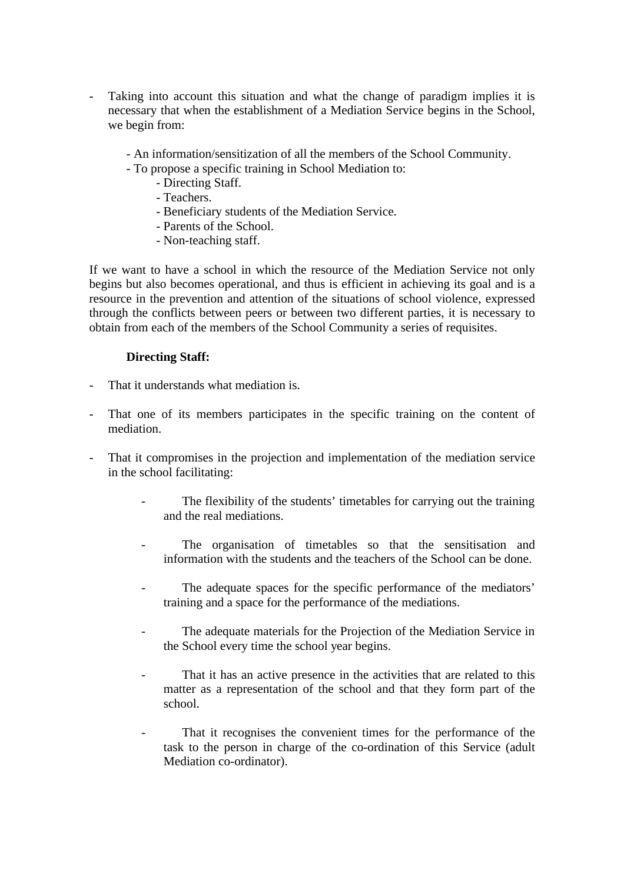- Taking into account this situation and what the change of paradigm implies it is necessary that when the establishment of a Mediation Service begins in the School, we begin from:

    - An information/sensitization of all the members of the School Community.
    - To propose a specific training in School Mediation to:
        - Directing Staff.
        - Teachers.
        - Beneficiary students of the Mediation Service.
        - Parents of the School.
        - Non-teaching staff.

If we want to have a school in which the resource of the Mediation Service not only begins but also becomes operational, and thus is efficient in achieving its goal and is a resource in the prevention and attention of the situations of school violence, expressed through the conflicts between peers or between two different parties, it is necessary to obtain from each of the members of the School Community a series of requisites.

**Directing Staff:**

- That it understands what mediation is.

- That one of its members participates in the specific training on the content of mediation.

- That it compromises in the projection and implementation of the mediation service in the school facilitating:

    - The flexibility of the students' timetables for carrying out the training and the real mediations.

    - The organisation of timetables so that the sensitisation and information with the students and the teachers of the School can be done.

    - The adequate spaces for the specific performance of the mediators' training and a space for the performance of the mediations.

    - The adequate materials for the Projection of the Mediation Service in the School every time the school year begins.

    - That it has an active presence in the activities that are related to this matter as a representation of the school and that they form part of the school.

    - That it recognises the convenient times for the performance of the task to the person in charge of the co-ordination of this Service (adult Mediation co-ordinator).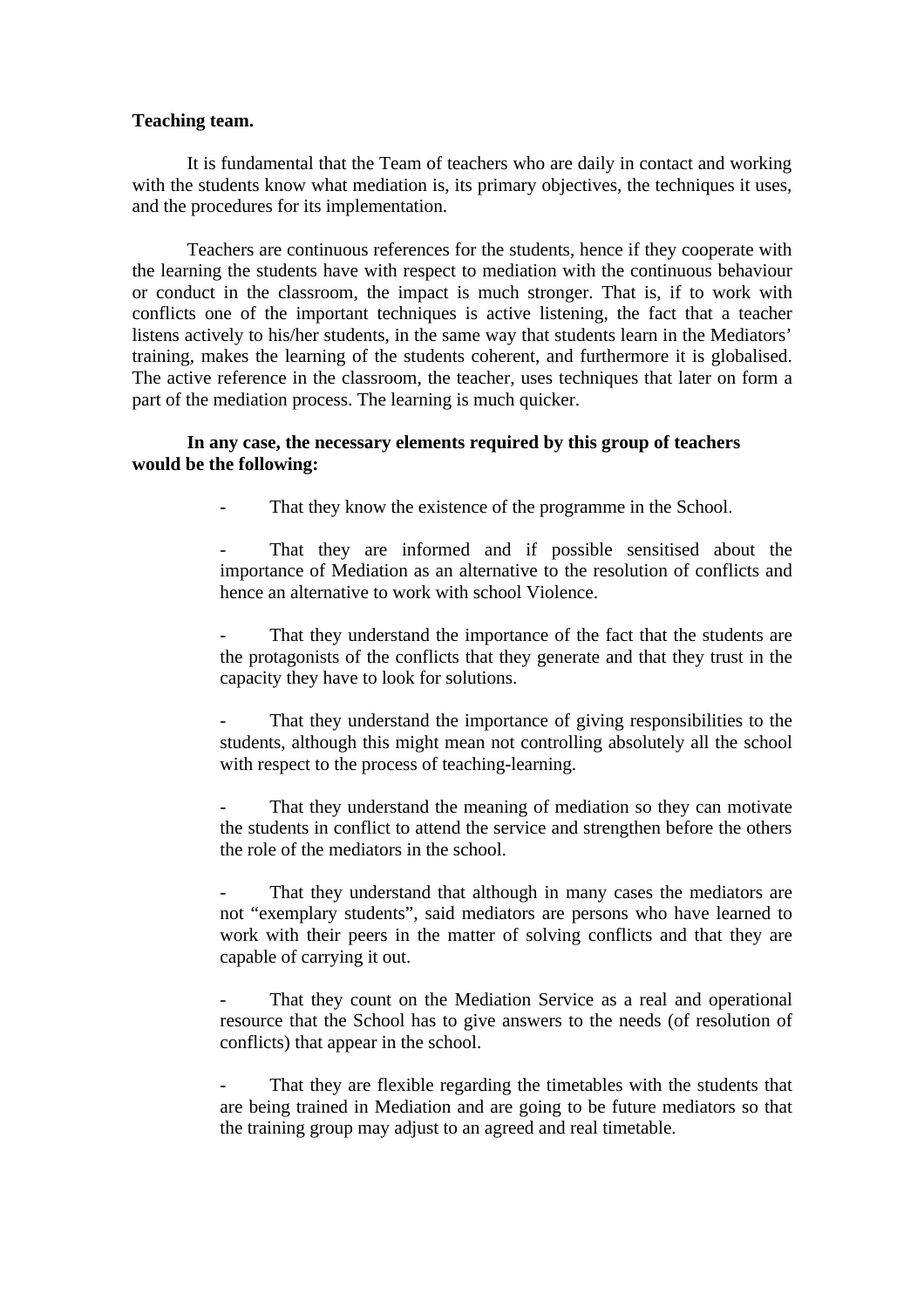**Teaching team.**

It is fundamental that the Team of teachers who are daily in contact and working with the students know what mediation is, its primary objectives, the techniques it uses, and the procedures for its implementation.

Teachers are continuous references for the students, hence if they cooperate with the learning the students have with respect to mediation with the continuous behaviour or conduct in the classroom, the impact is much stronger. That is, if to work with conflicts one of the important techniques is active listening, the fact that a teacher listens actively to his/her students, in the same way that students learn in the Mediators' training, makes the learning of the students coherent, and furthermore it is globalised. The active reference in the classroom, the teacher, uses techniques that later on form a part of the mediation process. The learning is much quicker.

**In any case, the necessary elements required by this group of teachers would be the following:**

- That they know the existence of the programme in the School.
- That they are informed and if possible sensitised about the importance of Mediation as an alternative to the resolution of conflicts and hence an alternative to work with school Violence.
- That they understand the importance of the fact that the students are the protagonists of the conflicts that they generate and that they trust in the capacity they have to look for solutions.
- That they understand the importance of giving responsibilities to the students, although this might mean not controlling absolutely all the school with respect to the process of teaching-learning.
- That they understand the meaning of mediation so they can motivate the students in conflict to attend the service and strengthen before the others the role of the mediators in the school.
- That they understand that although in many cases the mediators are not "exemplary students", said mediators are persons who have learned to work with their peers in the matter of solving conflicts and that they are capable of carrying it out.
- That they count on the Mediation Service as a real and operational resource that the School has to give answers to the needs (of resolution of conflicts) that appear in the school.
- That they are flexible regarding the timetables with the students that are being trained in Mediation and are going to be future mediators so that the training group may adjust to an agreed and real timetable.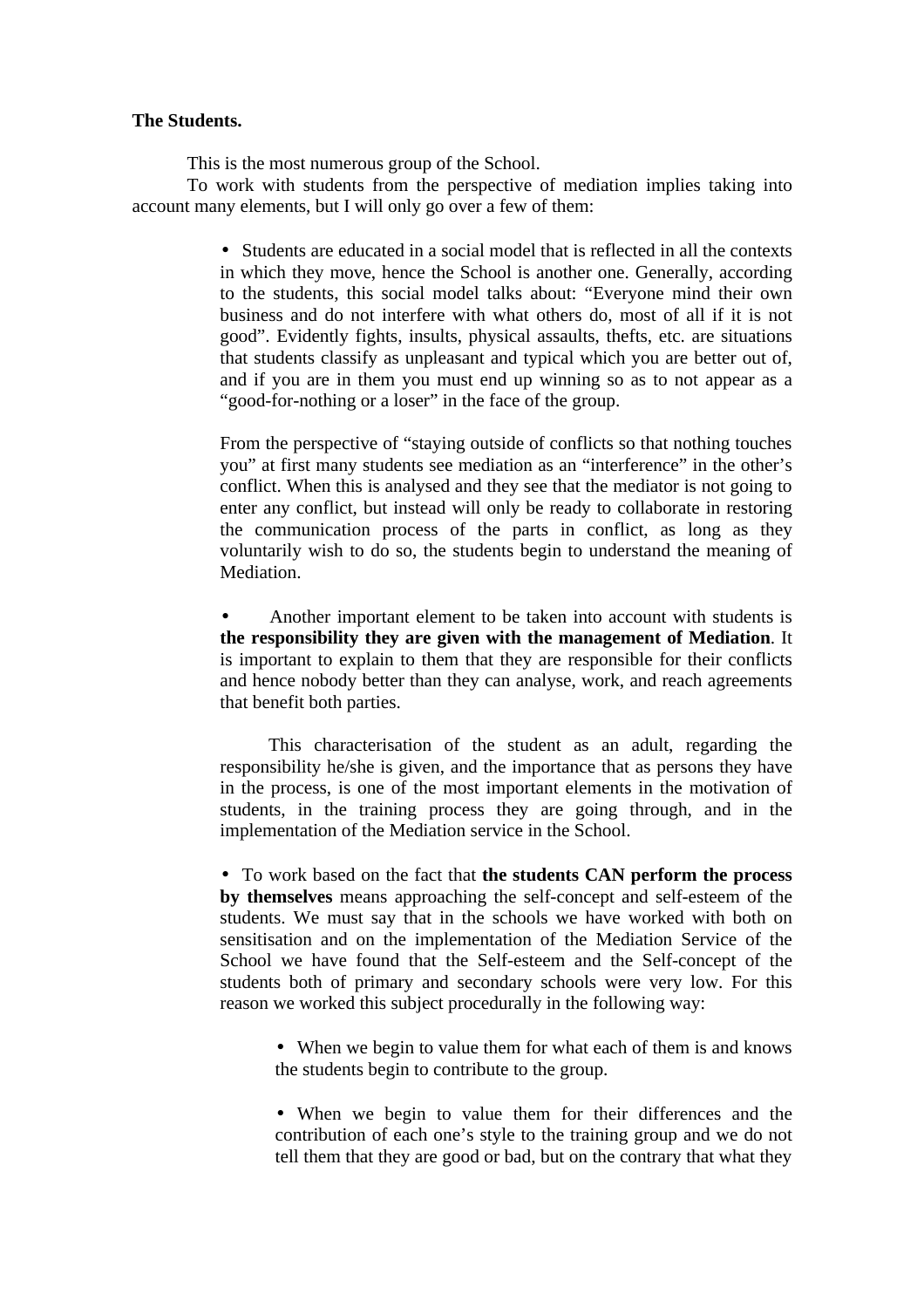**The Students.**

This is the most numerous group of the School.

To work with students from the perspective of mediation implies taking into account many elements, but I will only go over a few of them:

- Students are educated in a social model that is reflected in all the contexts in which they move, hence the School is another one. Generally, according to the students, this social model talks about: "Everyone mind their own business and do not interfere with what others do, most of all if it is not good". Evidently fights, insults, physical assaults, thefts, etc. are situations that students classify as unpleasant and typical which you are better out of, and if you are in them you must end up winning so as to not appear as a "good-for-nothing or a loser" in the face of the group.

  From the perspective of "staying outside of conflicts so that nothing touches you" at first many students see mediation as an "interference" in the other's conflict. When this is analysed and they see that the mediator is not going to enter any conflict, but instead will only be ready to collaborate in restoring the communication process of the parts in conflict, as long as they voluntarily wish to do so, the students begin to understand the meaning of Mediation.

- Another important element to be taken into account with students is **the responsibility they are given with the management of Mediation**. It is important to explain to them that they are responsible for their conflicts and hence nobody better than they can analyse, work, and reach agreements that benefit both parties.

  This characterisation of the student as an adult, regarding the responsibility he/she is given, and the importance that as persons they have in the process, is one of the most important elements in the motivation of students, in the training process they are going through, and in the implementation of the Mediation service in the School.

- To work based on the fact that **the students CAN perform the process by themselves** means approaching the self-concept and self-esteem of the students. We must say that in the schools we have worked with both on sensitisation and on the implementation of the Mediation Service of the School we have found that the Self-esteem and the Self-concept of the students both of primary and secondary schools were very low. For this reason we worked this subject procedurally in the following way:

  - When we begin to value them for what each of them is and knows the students begin to contribute to the group.

  - When we begin to value them for their differences and the contribution of each one's style to the training group and we do not tell them that they are good or bad, but on the contrary that what they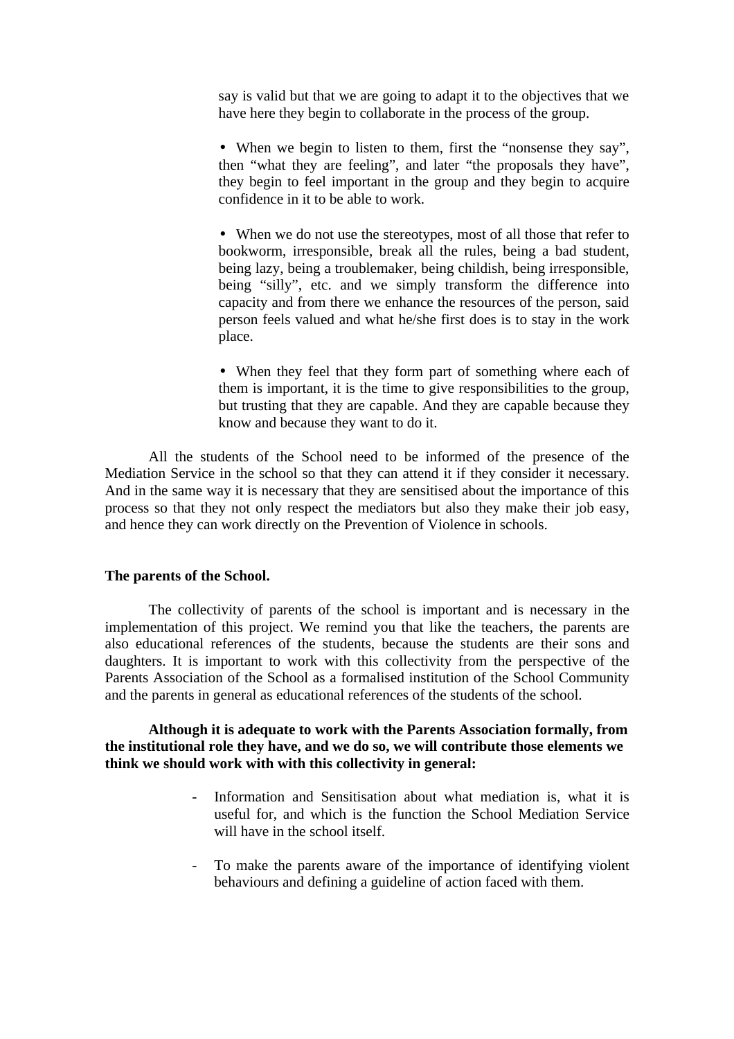say is valid but that we are going to adapt it to the objectives that we have here they begin to collaborate in the process of the group.

- When we begin to listen to them, first the “nonsense they say”, then “what they are feeling”, and later “the proposals they have”, they begin to feel important in the group and they begin to acquire confidence in it to be able to work.

- When we do not use the stereotypes, most of all those that refer to bookworm, irresponsible, break all the rules, being a bad student, being lazy, being a troublemaker, being childish, being irresponsible, being “silly”, etc. and we simply transform the difference into capacity and from there we enhance the resources of the person, said person feels valued and what he/she first does is to stay in the work place.

- When they feel that they form part of something where each of them is important, it is the time to give responsibilities to the group, but trusting that they are capable. And they are capable because they know and because they want to do it.

All the students of the School need to be informed of the presence of the Mediation Service in the school so that they can attend it if they consider it necessary. And in the same way it is necessary that they are sensitised about the importance of this process so that they not only respect the mediators but also they make their job easy, and hence they can work directly on the Prevention of Violence in schools.

**The parents of the School.**

The collectivity of parents of the school is important and is necessary in the implementation of this project. We remind you that like the teachers, the parents are also educational references of the students, because the students are their sons and daughters. It is important to work with this collectivity from the perspective of the Parents Association of the School as a formalised institution of the School Community and the parents in general as educational references of the students of the school.

**Although it is adequate to work with the Parents Association formally, from the institutional role they have, and we do so, we will contribute those elements we think we should work with with this collectivity in general:**

- Information and Sensitisation about what mediation is, what it is useful for, and which is the function the School Mediation Service will have in the school itself.

- To make the parents aware of the importance of identifying violent behaviours and defining a guideline of action faced with them.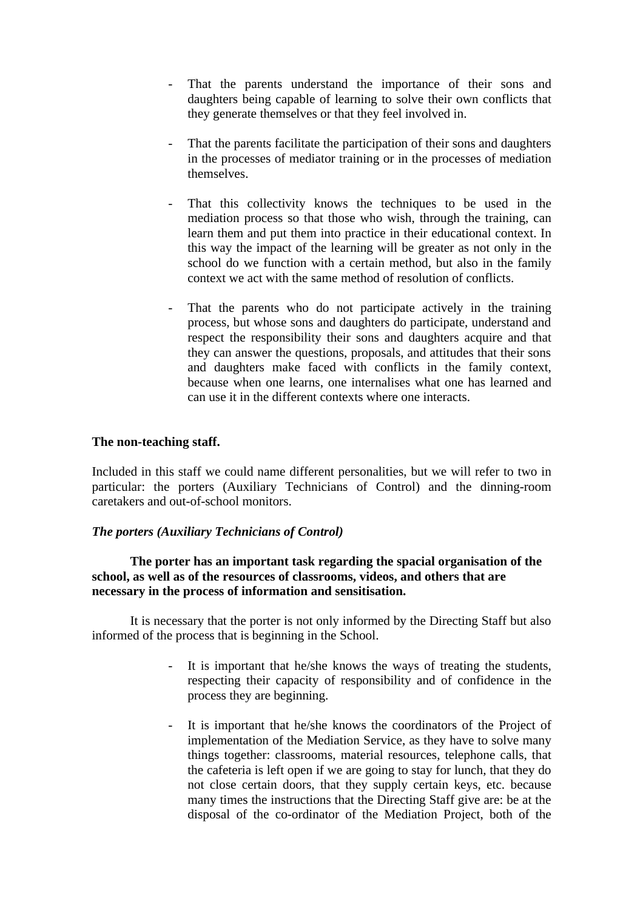- That the parents understand the importance of their sons and daughters being capable of learning to solve their own conflicts that they generate themselves or that they feel involved in.

- That the parents facilitate the participation of their sons and daughters in the processes of mediator training or in the processes of mediation themselves.

- That this collectivity knows the techniques to be used in the mediation process so that those who wish, through the training, can learn them and put them into practice in their educational context. In this way the impact of the learning will be greater as not only in the school do we function with a certain method, but also in the family context we act with the same method of resolution of conflicts.

- That the parents who do not participate actively in the training process, but whose sons and daughters do participate, understand and respect the responsibility their sons and daughters acquire and that they can answer the questions, proposals, and attitudes that their sons and daughters make faced with conflicts in the family context, because when one learns, one internalises what one has learned and can use it in the different contexts where one interacts.

**The non-teaching staff.**

Included in this staff we could name different personalities, but we will refer to two in particular: the porters (Auxiliary Technicians of Control) and the dinning-room caretakers and out-of-school monitors.

***The porters (Auxiliary Technicians of Control)***

**The porter has an important task regarding the spacial organisation of the school, as well as of the resources of classrooms, videos, and others that are necessary in the process of information and sensitisation.**

It is necessary that the porter is not only informed by the Directing Staff but also informed of the process that is beginning in the School.

- It is important that he/she knows the ways of treating the students, respecting their capacity of responsibility and of confidence in the process they are beginning.

- It is important that he/she knows the coordinators of the Project of implementation of the Mediation Service, as they have to solve many things together: classrooms, material resources, telephone calls, that the cafeteria is left open if we are going to stay for lunch, that they do not close certain doors, that they supply certain keys, etc. because many times the instructions that the Directing Staff give are: be at the disposal of the co-ordinator of the Mediation Project, both of the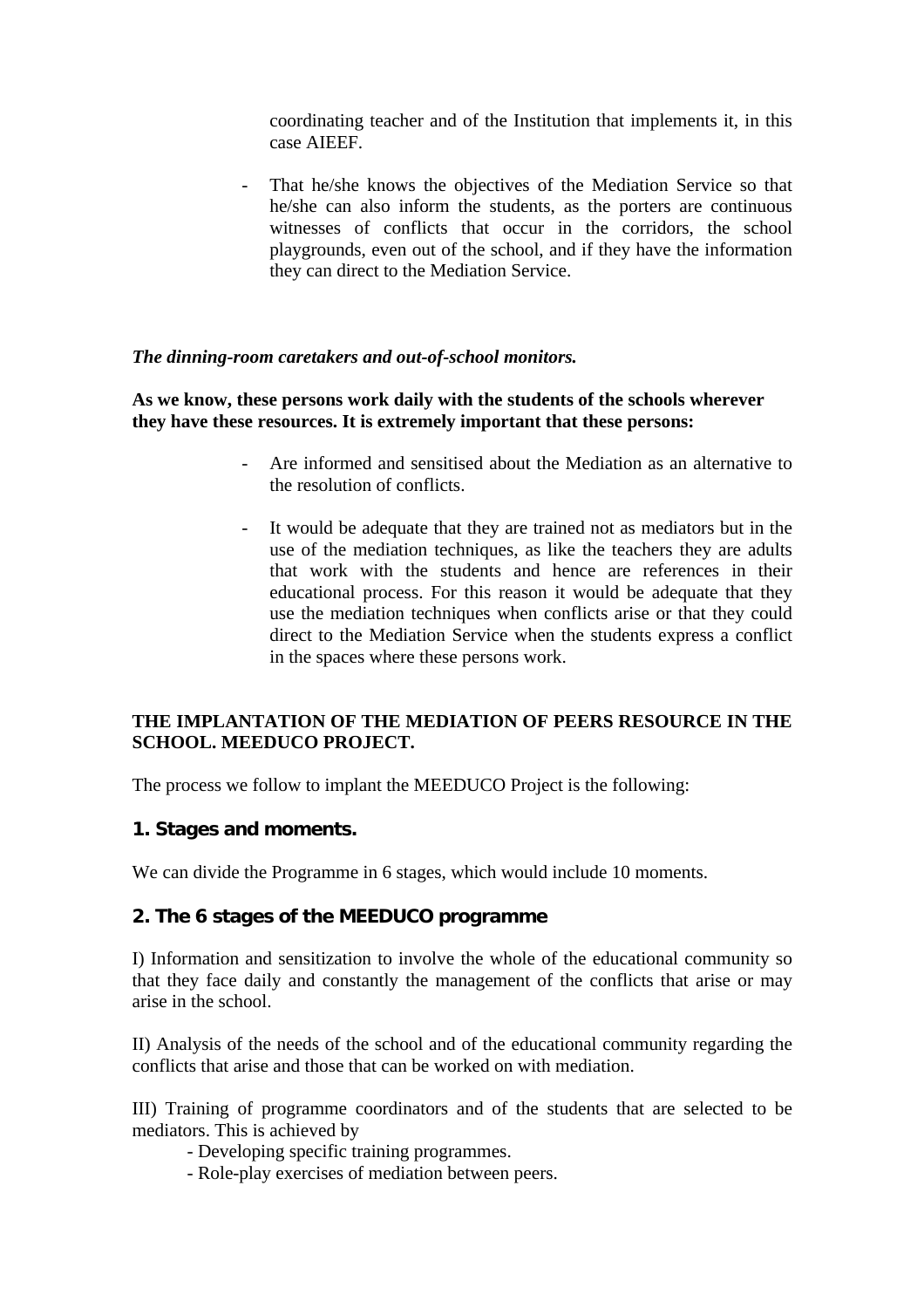coordinating teacher and of the Institution that implements it, in this case AIEEF.

- That he/she knows the objectives of the Mediation Service so that he/she can also inform the students, as the porters are continuous witnesses of conflicts that occur in the corridors, the school playgrounds, even out of the school, and if they have the information they can direct to the Mediation Service.

***The dinning-room caretakers and out-of-school monitors.***

**As we know, these persons work daily with the students of the schools wherever they have these resources. It is extremely important that these persons:**

- Are informed and sensitised about the Mediation as an alternative to the resolution of conflicts.
- It would be adequate that they are trained not as mediators but in the use of the mediation techniques, as like the teachers they are adults that work with the students and hence are references in their educational process. For this reason it would be adequate that they use the mediation techniques when conflicts arise or that they could direct to the Mediation Service when the students express a conflict in the spaces where these persons work.

**THE IMPLANTATION OF THE MEDIATION OF PEERS RESOURCE IN THE SCHOOL. MEEDUCO PROJECT.**

The process we follow to implant the MEEDUCO Project is the following:

### 1. Stages and moments.

We can divide the Programme in 6 stages, which would include 10 moments.

### 2. The 6 stages of the MEEDUCO programme

I) Information and sensitization to involve the whole of the educational community so that they face daily and constantly the management of the conflicts that arise or may arise in the school.

II) Analysis of the needs of the school and of the educational community regarding the conflicts that arise and those that can be worked on with mediation.

III) Training of programme coordinators and of the students that are selected to be mediators. This is achieved by
- Developing specific training programmes.
- Role-play exercises of mediation between peers.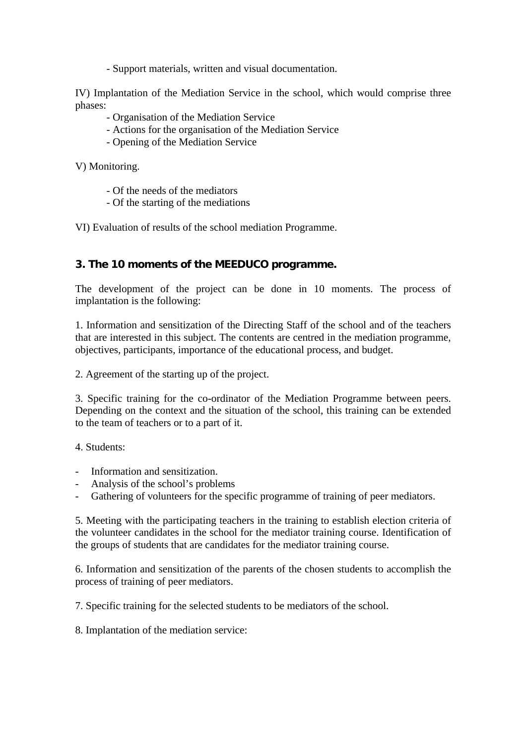- Support materials, written and visual documentation.

IV) Implantation of the Mediation Service in the school, which would comprise three phases:

- Organisation of the Mediation Service
- Actions for the organisation of the Mediation Service
- Opening of the Mediation Service

V) Monitoring.

- Of the needs of the mediators
- Of the starting of the mediations

VI) Evaluation of results of the school mediation Programme.

### 3. The 10 moments of the MEEDUCO programme.

The development of the project can be done in 10 moments. The process of implantation is the following:

1. Information and sensitization of the Directing Staff of the school and of the teachers that are interested in this subject. The contents are centred in the mediation programme, objectives, participants, importance of the educational process, and budget.

2. Agreement of the starting up of the project.

3. Specific training for the co-ordinator of the Mediation Programme between peers. Depending on the context and the situation of the school, this training can be extended to the team of teachers or to a part of it.

4. Students:

- Information and sensitization.
- Analysis of the school's problems
- Gathering of volunteers for the specific programme of training of peer mediators.

5. Meeting with the participating teachers in the training to establish election criteria of the volunteer candidates in the school for the mediator training course. Identification of the groups of students that are candidates for the mediator training course.

6. Information and sensitization of the parents of the chosen students to accomplish the process of training of peer mediators.

7. Specific training for the selected students to be mediators of the school.

8. Implantation of the mediation service: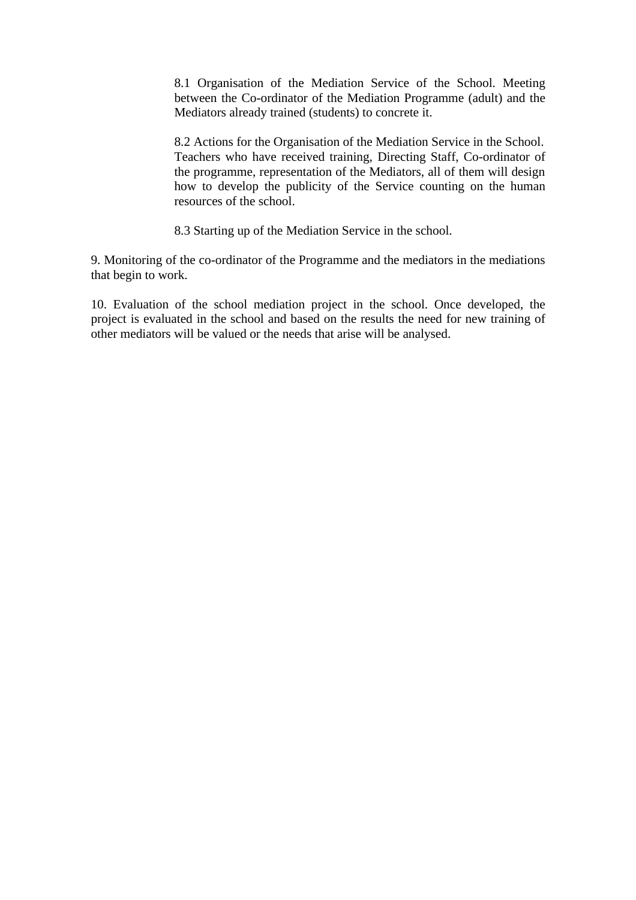8.1 Organisation of the Mediation Service of the School. Meeting between the Co-ordinator of the Mediation Programme (adult) and the Mediators already trained (students) to concrete it.

8.2 Actions for the Organisation of the Mediation Service in the School. Teachers who have received training, Directing Staff, Co-ordinator of the programme, representation of the Mediators, all of them will design how to develop the publicity of the Service counting on the human resources of the school.

8.3 Starting up of the Mediation Service in the school.

9. Monitoring of the co-ordinator of the Programme and the mediators in the mediations that begin to work.

10. Evaluation of the school mediation project in the school. Once developed, the project is evaluated in the school and based on the results the need for new training of other mediators will be valued or the needs that arise will be analysed.